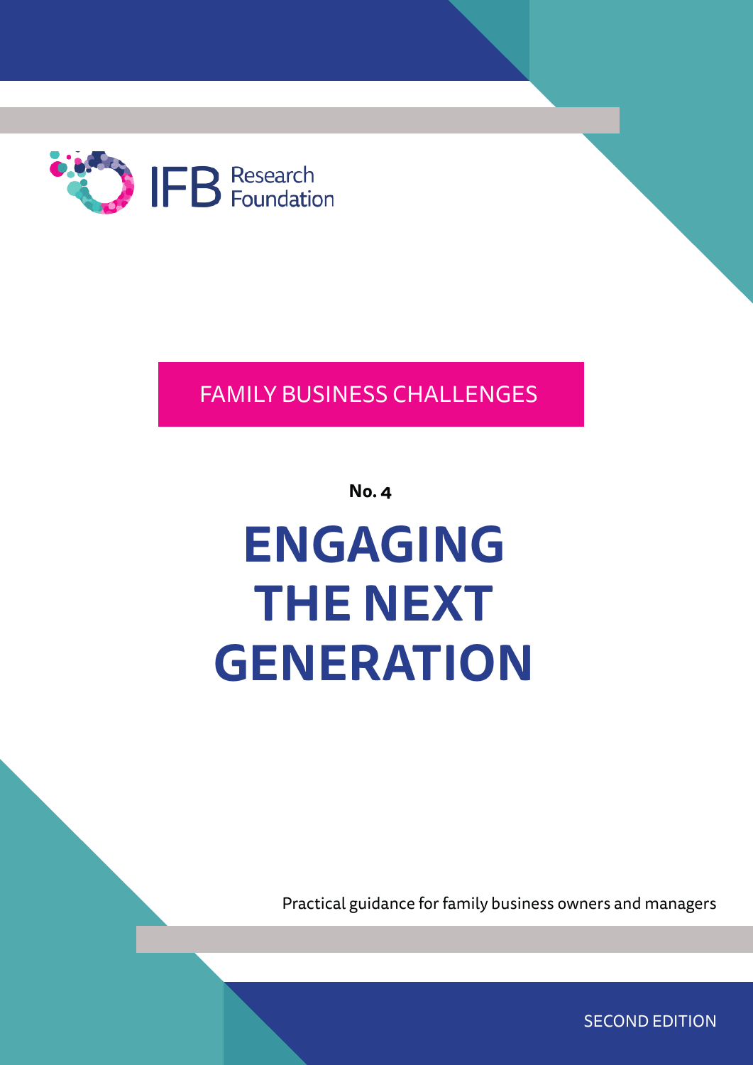IFB Research Foundation

FAMILY BUSINESS CHALLENGES

**No. 4**

# ENGAGING THE NEXT GENERATION

Practical guidance for family business owners and managers

SECOND EDITION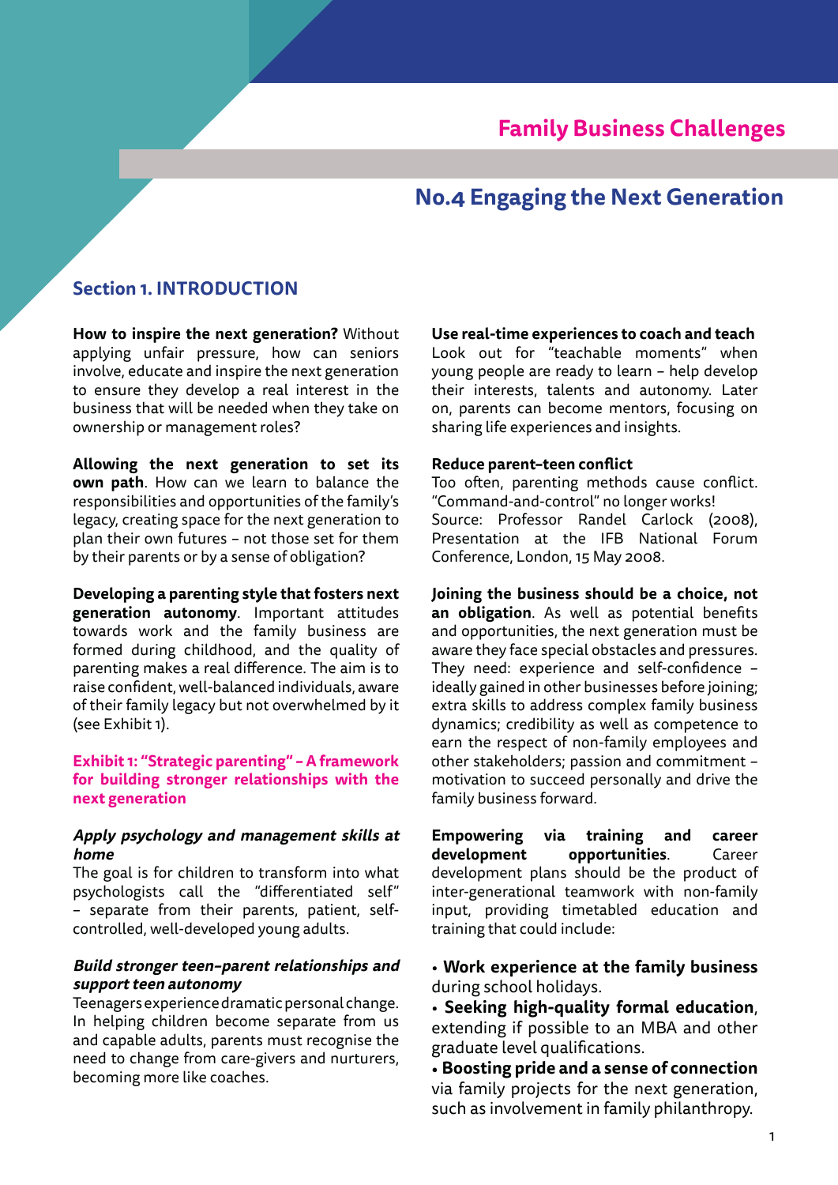# Family Business Challenges

## No.4 Engaging the Next Generation

### Section 1. INTRODUCTION

**How to inspire the next generation?** Without applying unfair pressure, how can seniors involve, educate and inspire the next generation to ensure they develop a real interest in the business that will be needed when they take on ownership or management roles?

**Allowing the next generation to set its own path**. How can we learn to balance the responsibilities and opportunities of the family's legacy, creating space for the next generation to plan their own futures – not those set for them by their parents or by a sense of obligation?

**Developing a parenting style that fosters next generation autonomy**. Important attitudes towards work and the family business are formed during childhood, and the quality of parenting makes a real difference. The aim is to raise confident, well-balanced individuals, aware of their family legacy but not overwhelmed by it (see Exhibit 1).

**Exhibit 1: "Strategic parenting" – A framework for building stronger relationships with the next generation**

***Apply psychology and management skills at home***
The goal is for children to transform into what psychologists call the "differentiated self" – separate from their parents, patient, self-controlled, well-developed young adults.

***Build stronger teen-parent relationships and support teen autonomy***
Teenagers experience dramatic personal change. In helping children become separate from us and capable adults, parents must recognise the need to change from care-givers and nurturers, becoming more like coaches.

**Use real-time experiences to coach and teach**
Look out for "teachable moments" when young people are ready to learn – help develop their interests, talents and autonomy. Later on, parents can become mentors, focusing on sharing life experiences and insights.

**Reduce parent-teen conflict**
Too often, parenting methods cause conflict. "Command-and-control" no longer works!
Source: Professor Randel Carlock (2008), Presentation at the IFB National Forum Conference, London, 15 May 2008.

**Joining the business should be a choice, not an obligation**. As well as potential benefits and opportunities, the next generation must be aware they face special obstacles and pressures. They need: experience and self-confidence – ideally gained in other businesses before joining; extra skills to address complex family business dynamics; credibility as well as competence to earn the respect of non-family employees and other stakeholders; passion and commitment – motivation to succeed personally and drive the family business forward.

**Empowering via training and career development opportunities**. Career development plans should be the product of inter-generational teamwork with non-family input, providing timetabled education and training that could include:

- **Work experience at the family business** during school holidays.
- **Seeking high-quality formal education**, extending if possible to an MBA and other graduate level qualifications.
- **Boosting pride and a sense of connection** via family projects for the next generation, such as involvement in family philanthropy.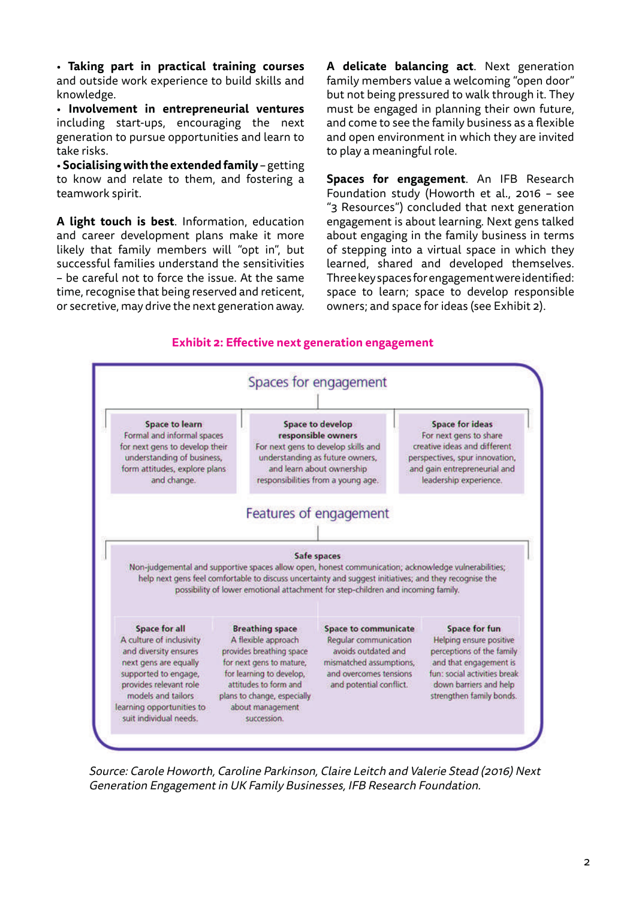- **Taking part in practical training courses** and outside work experience to build skills and knowledge.
- **Involvement in entrepreneurial ventures** including start-ups, encouraging the next generation to pursue opportunities and learn to take risks.
- **Socialising with the extended family** – getting to know and relate to them, and fostering a teamwork spirit.

**A light touch is best**. Information, education and career development plans make it more likely that family members will "opt in", but successful families understand the sensitivities – be careful not to force the issue. At the same time, recognise that being reserved and reticent, or secretive, may drive the next generation away.

**A delicate balancing act**. Next generation family members value a welcoming "open door" but not being pressured to walk through it. They must be engaged in planning their own future, and come to see the family business as a flexible and open environment in which they are invited to play a meaningful role.

**Spaces for engagement**. An IFB Research Foundation study (Howorth et al., 2016 – see "3 Resources") concluded that next generation engagement is about learning. Next gens talked about engaging in the family business in terms of stepping into a virtual space in which they learned, shared and developed themselves. Three key spaces for engagement were identified: space to learn; space to develop responsible owners; and space for ideas (see Exhibit 2).

**Exhibit 2: Effective next generation engagement**

## Spaces for engagement

| Space to learn | Space to develop responsible owners | Space for ideas |
|---|---|---|
| Formal and informal spaces for next gens to develop their understanding of business, form attitudes, explore plans and change. | For next gens to develop skills and understanding as future owners, and learn about ownership responsibilities from a young age. | For next gens to share creative ideas and different perspectives, spur innovation, and gain entrepreneurial and leadership experience. |

## Features of engagement

**Safe spaces**

Non-judgemental and supportive spaces allow open, honest communication; acknowledge vulnerabilities; help next gens feel comfortable to discuss uncertainty and suggest initiatives; and they recognise the possibility of lower emotional attachment for step-children and incoming family.

| Space for all | Breathing space | Space to communicate | Space for fun |
|---|---|---|---|
| A culture of inclusivity and diversity ensures next gens are equally supported to engage, provides relevant role models and tailors learning opportunities to suit individual needs. | A flexible approach provides breathing space for next gens to mature, for learning to develop, attitudes to form and plans to change, especially about management succession. | Regular communication avoids outdated and mismatched assumptions, and overcomes tensions and potential conflict. | Helping ensure positive perceptions of the family and that engagement is fun: social activities break down barriers and help strengthen family bonds. |

*Source: Carole Howorth, Caroline Parkinson, Claire Leitch and Valerie Stead (2016) Next Generation Engagement in UK Family Businesses, IFB Research Foundation.*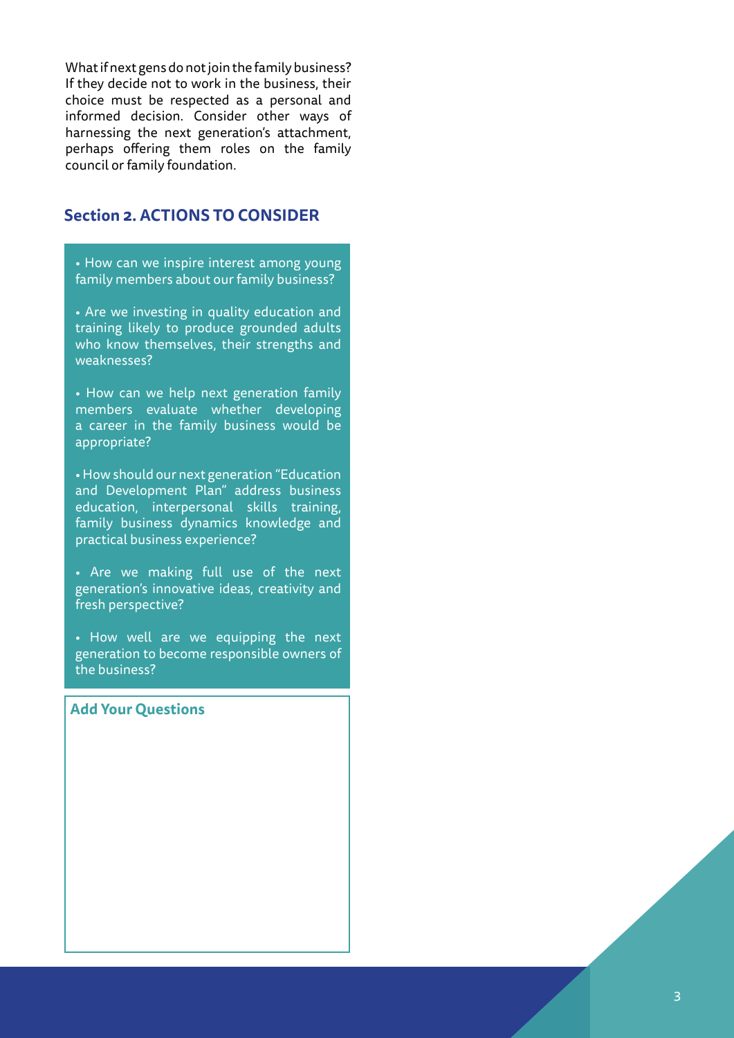What if next gens do not join the family business? If they decide not to work in the business, their choice must be respected as a personal and informed decision. Consider other ways of harnessing the next generation's attachment, perhaps offering them roles on the family council or family foundation.

## Section 2. ACTIONS TO CONSIDER

- How can we inspire interest among young family members about our family business?
- Are we investing in quality education and training likely to produce grounded adults who know themselves, their strengths and weaknesses?
- How can we help next generation family members evaluate whether developing a career in the family business would be appropriate?
- How should our next generation "Education and Development Plan" address business education, interpersonal skills training, family business dynamics knowledge and practical business experience?
- Are we making full use of the next generation's innovative ideas, creativity and fresh perspective?
- How well are we equipping the next generation to become responsible owners of the business?

**Add Your Questions**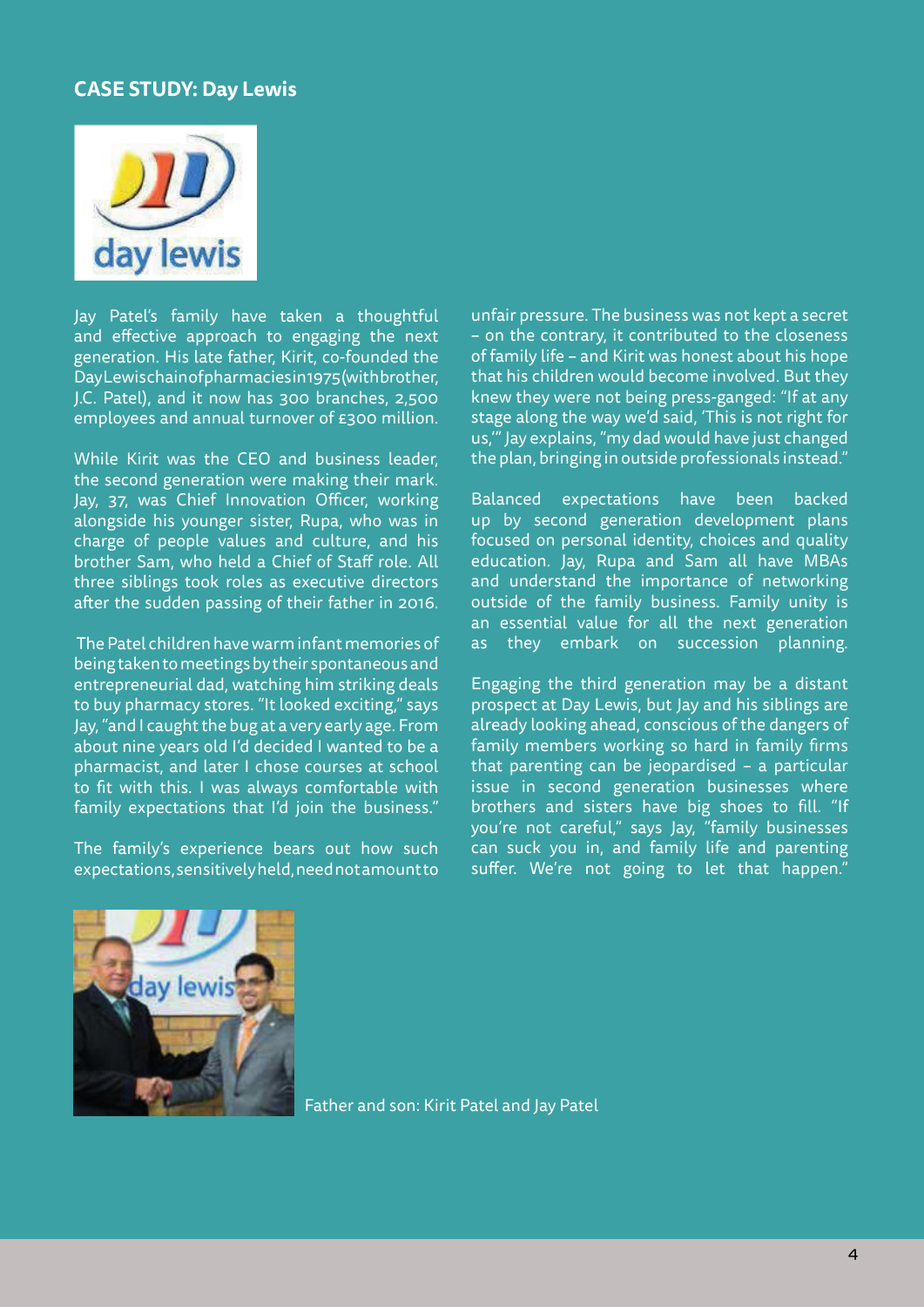## CASE STUDY: Day Lewis

Jay Patel's family have taken a thoughtful and effective approach to engaging the next generation. His late father, Kirit, co-founded the Day Lewis chain of pharmacies in 1975 (with brother, J.C. Patel), and it now has 300 branches, 2,500 employees and annual turnover of £300 million.

While Kirit was the CEO and business leader, the second generation were making their mark. Jay, 37, was Chief Innovation Officer, working alongside his younger sister, Rupa, who was in charge of people values and culture, and his brother Sam, who held a Chief of Staff role. All three siblings took roles as executive directors after the sudden passing of their father in 2016.

The Patel children have warm infant memories of being taken to meetings by their spontaneous and entrepreneurial dad, watching him striking deals to buy pharmacy stores. "It looked exciting," says Jay, "and I caught the bug at a very early age. From about nine years old I'd decided I wanted to be a pharmacist, and later I chose courses at school to fit with this. I was always comfortable with family expectations that I'd join the business."

The family's experience bears out how such expectations, sensitively held, need not amount to unfair pressure. The business was not kept a secret – on the contrary, it contributed to the closeness of family life – and Kirit was honest about his hope that his children would become involved. But they knew they were not being press-ganged: "If at any stage along the way we'd said, 'This is not right for us,'" Jay explains, "my dad would have just changed the plan, bringing in outside professionals instead."

Balanced expectations have been backed up by second generation development plans focused on personal identity, choices and quality education. Jay, Rupa and Sam all have MBAs and understand the importance of networking outside of the family business. Family unity is an essential value for all the next generation as they embark on succession planning.

Engaging the third generation may be a distant prospect at Day Lewis, but Jay and his siblings are already looking ahead, conscious of the dangers of family members working so hard in family firms that parenting can be jeopardised – a particular issue in second generation businesses where brothers and sisters have big shoes to fill. "If you're not careful," says Jay, "family businesses can suck you in, and family life and parenting suffer. We're not going to let that happen."

Father and son: Kirit Patel and Jay Patel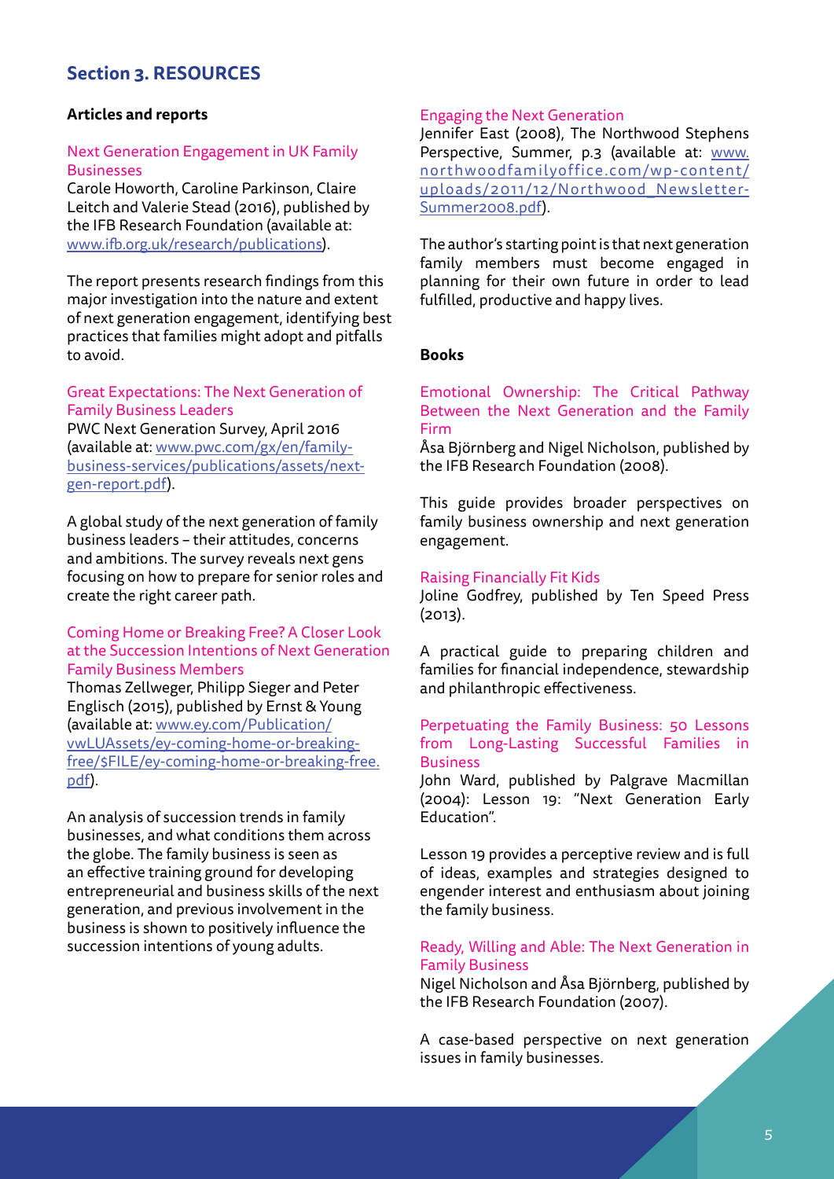## Section 3. RESOURCES

### Articles and reports

**Next Generation Engagement in UK Family Businesses**

Carole Howorth, Caroline Parkinson, Claire Leitch and Valerie Stead (2016), published by the IFB Research Foundation (available at: www.ifb.org.uk/research/publications).

The report presents research findings from this major investigation into the nature and extent of next generation engagement, identifying best practices that families might adopt and pitfalls to avoid.

**Great Expectations: The Next Generation of Family Business Leaders**

PWC Next Generation Survey, April 2016 (available at: www.pwc.com/gx/en/family-business-services/publications/assets/next-gen-report.pdf).

A global study of the next generation of family business leaders – their attitudes, concerns and ambitions. The survey reveals next gens focusing on how to prepare for senior roles and create the right career path.

**Coming Home or Breaking Free? A Closer Look at the Succession Intentions of Next Generation Family Business Members**

Thomas Zellweger, Philipp Sieger and Peter Englisch (2015), published by Ernst & Young (available at: www.ey.com/Publication/vwLUAssets/ey-coming-home-or-breaking-free/$FILE/ey-coming-home-or-breaking-free.pdf).

An analysis of succession trends in family businesses, and what conditions them across the globe. The family business is seen as an effective training ground for developing entrepreneurial and business skills of the next generation, and previous involvement in the business is shown to positively influence the succession intentions of young adults.

**Engaging the Next Generation**

Jennifer East (2008), The Northwood Stephens Perspective, Summer, p.3 (available at: www.northwoodfamilyoffice.com/wp-content/uploads/2011/12/Northwood_Newsletter-Summer2008.pdf).

The author's starting point is that next generation family members must become engaged in planning for their own future in order to lead fulfilled, productive and happy lives.

### Books

**Emotional Ownership: The Critical Pathway Between the Next Generation and the Family Firm**

Åsa Björnberg and Nigel Nicholson, published by the IFB Research Foundation (2008).

This guide provides broader perspectives on family business ownership and next generation engagement.

**Raising Financially Fit Kids**

Joline Godfrey, published by Ten Speed Press (2013).

A practical guide to preparing children and families for financial independence, stewardship and philanthropic effectiveness.

**Perpetuating the Family Business: 50 Lessons from Long-Lasting Successful Families in Business**

John Ward, published by Palgrave Macmillan (2004): Lesson 19: "Next Generation Early Education".

Lesson 19 provides a perceptive review and is full of ideas, examples and strategies designed to engender interest and enthusiasm about joining the family business.

**Ready, Willing and Able: The Next Generation in Family Business**

Nigel Nicholson and Åsa Björnberg, published by the IFB Research Foundation (2007).

A case-based perspective on next generation issues in family businesses.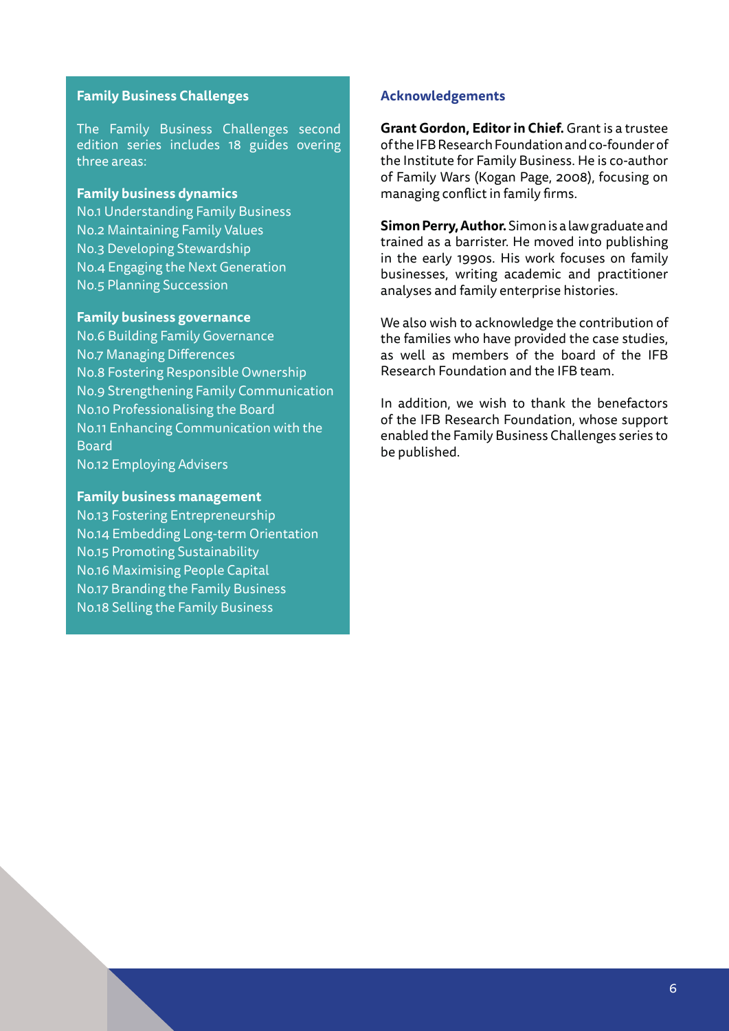## Family Business Challenges

The Family Business Challenges second edition series includes 18 guides overing three areas:

### Family business dynamics

No.1 Understanding Family Business
No.2 Maintaining Family Values
No.3 Developing Stewardship
No.4 Engaging the Next Generation
No.5 Planning Succession

### Family business governance

No.6 Building Family Governance
No.7 Managing Differences
No.8 Fostering Responsible Ownership
No.9 Strengthening Family Communication
No.10 Professionalising the Board
No.11 Enhancing Communication with the Board
No.12 Employing Advisers

### Family business management

No.13 Fostering Entrepreneurship
No.14 Embedding Long-term Orientation
No.15 Promoting Sustainability
No.16 Maximising People Capital
No.17 Branding the Family Business
No.18 Selling the Family Business

## Acknowledgements

**Grant Gordon, Editor in Chief.** Grant is a trustee of the IFB Research Foundation and co-founder of the Institute for Family Business. He is co-author of Family Wars (Kogan Page, 2008), focusing on managing conflict in family firms.

**Simon Perry, Author.** Simon is a law graduate and trained as a barrister. He moved into publishing in the early 1990s. His work focuses on family businesses, writing academic and practitioner analyses and family enterprise histories.

We also wish to acknowledge the contribution of the families who have provided the case studies, as well as members of the board of the IFB Research Foundation and the IFB team.

In addition, we wish to thank the benefactors of the IFB Research Foundation, whose support enabled the Family Business Challenges series to be published.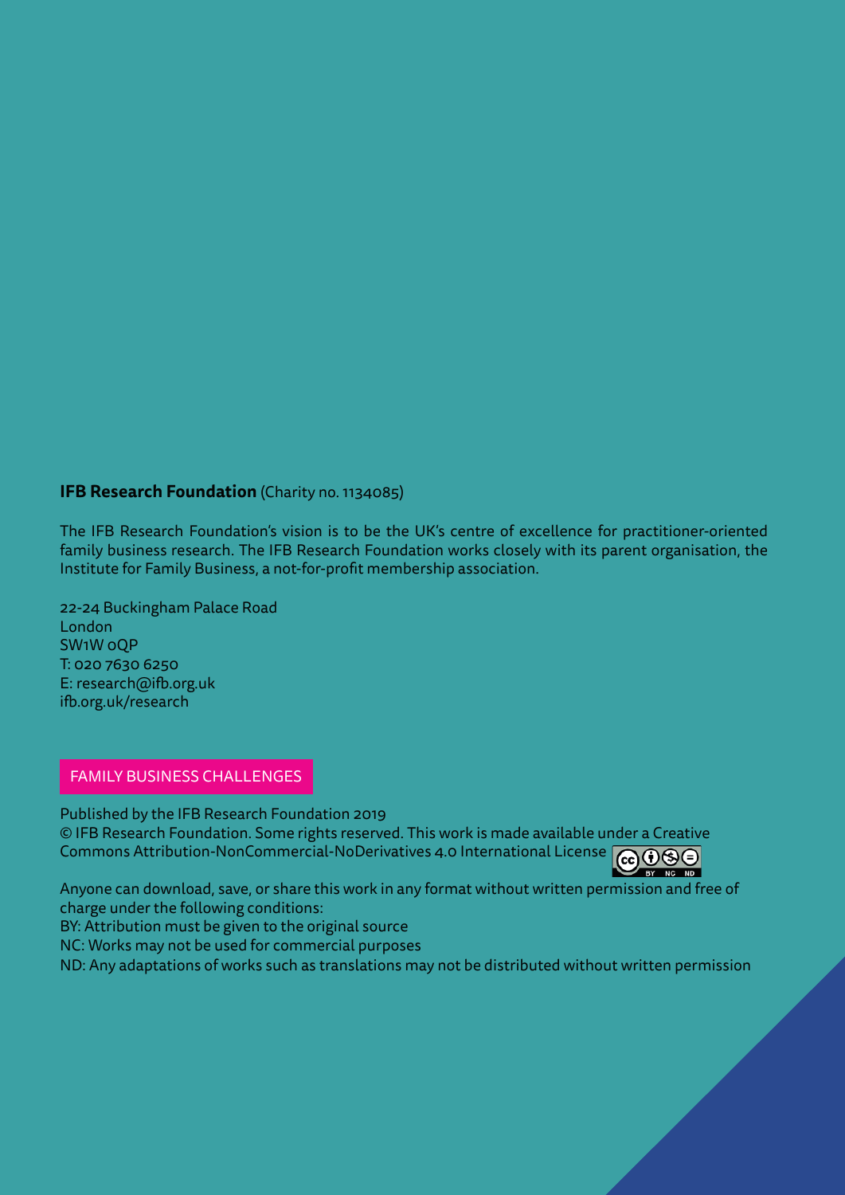**IFB Research Foundation** (Charity no. 1134085)

The IFB Research Foundation's vision is to be the UK's centre of excellence for practitioner-oriented family business research. The IFB Research Foundation works closely with its parent organisation, the Institute for Family Business, a not-for-profit membership association.

22-24 Buckingham Palace Road
London
SW1W 0QP
T: 020 7630 6250
E: research@ifb.org.uk
ifb.org.uk/research

FAMILY BUSINESS CHALLENGES

Published by the IFB Research Foundation 2019
© IFB Research Foundation. Some rights reserved. This work is made available under a Creative Commons Attribution-NonCommercial-NoDerivatives 4.0 International License

Anyone can download, save, or share this work in any format without written permission and free of charge under the following conditions:
BY: Attribution must be given to the original source
NC: Works may not be used for commercial purposes
ND: Any adaptations of works such as translations may not be distributed without written permission